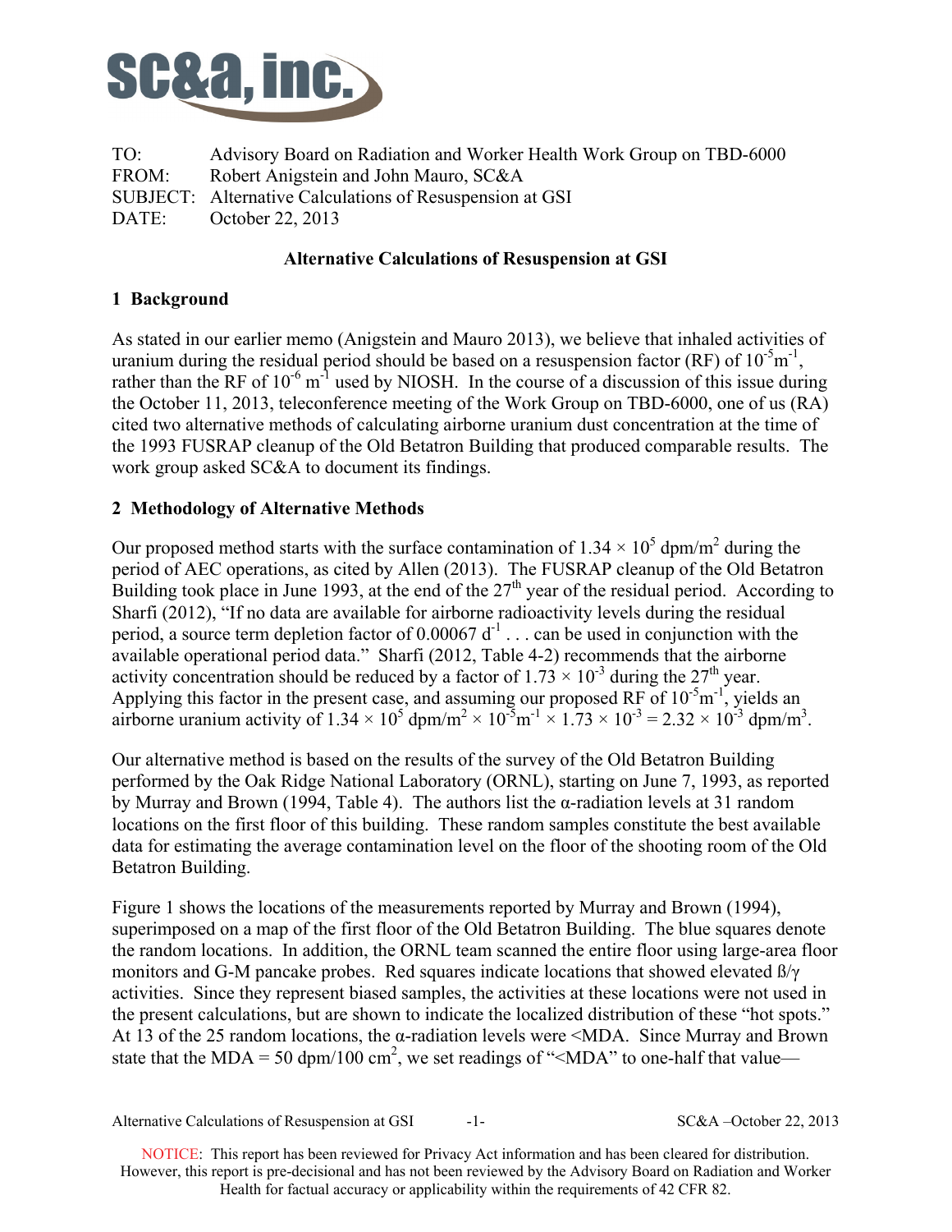SC&A, inc.

TO: Advisory Board on Radiation and Worker Health Work Group on TBD-6000
FROM: Robert Anigstein and John Mauro, SC&A
SUBJECT: Alternative Calculations of Resuspension at GSI
DATE: October 22, 2013

**Alternative Calculations of Resuspension at GSI**

## 1 Background

As stated in our earlier memo (Anigstein and Mauro 2013), we believe that inhaled activities of uranium during the residual period should be based on a resuspension factor (RF) of $10^{-5}$m$^{-1}$, rather than the RF of $10^{-6}$ m$^{-1}$ used by NIOSH. In the course of a discussion of this issue during the October 11, 2013, teleconference meeting of the Work Group on TBD-6000, one of us (RA) cited two alternative methods of calculating airborne uranium dust concentration at the time of the 1993 FUSRAP cleanup of the Old Betatron Building that produced comparable results. The work group asked SC&A to document its findings.

## 2 Methodology of Alternative Methods

Our proposed method starts with the surface contamination of $1.34 \times 10^5$ dpm/m$^2$ during the period of AEC operations, as cited by Allen (2013). The FUSRAP cleanup of the Old Betatron Building took place in June 1993, at the end of the 27$^{\text{th}}$ year of the residual period. According to Sharfi (2012), "If no data are available for airborne radioactivity levels during the residual period, a source term depletion factor of 0.00067 d$^{-1}$ . . . can be used in conjunction with the available operational period data." Sharfi (2012, Table 4-2) recommends that the airborne activity concentration should be reduced by a factor of $1.73 \times 10^{-3}$ during the 27$^{\text{th}}$ year. Applying this factor in the present case, and assuming our proposed RF of $10^{-5}$m$^{-1}$, yields an airborne uranium activity of $1.34 \times 10^5$ dpm/m$^2$ $\times$ $10^{-5}$m$^{-1}$ $\times$ $1.73 \times 10^{-3}$ = $2.32 \times 10^{-3}$ dpm/m$^3$.

Our alternative method is based on the results of the survey of the Old Betatron Building performed by the Oak Ridge National Laboratory (ORNL), starting on June 7, 1993, as reported by Murray and Brown (1994, Table 4). The authors list the α-radiation levels at 31 random locations on the first floor of this building. These random samples constitute the best available data for estimating the average contamination level on the floor of the shooting room of the Old Betatron Building.

Figure 1 shows the locations of the measurements reported by Murray and Brown (1994), superimposed on a map of the first floor of the Old Betatron Building. The blue squares denote the random locations. In addition, the ORNL team scanned the entire floor using large-area floor monitors and G-M pancake probes. Red squares indicate locations that showed elevated ß/γ activities. Since they represent biased samples, the activities at these locations were not used in the present calculations, but are shown to indicate the localized distribution of these "hot spots." At 13 of the 25 random locations, the α-radiation levels were <MDA. Since Murray and Brown state that the MDA = 50 dpm/100 cm$^2$, we set readings of "<MDA" to one-half that value—

NOTICE: This report has been reviewed for Privacy Act information and has been cleared for distribution. However, this report is pre-decisional and has not been reviewed by the Advisory Board on Radiation and Worker Health for factual accuracy or applicability within the requirements of 42 CFR 82.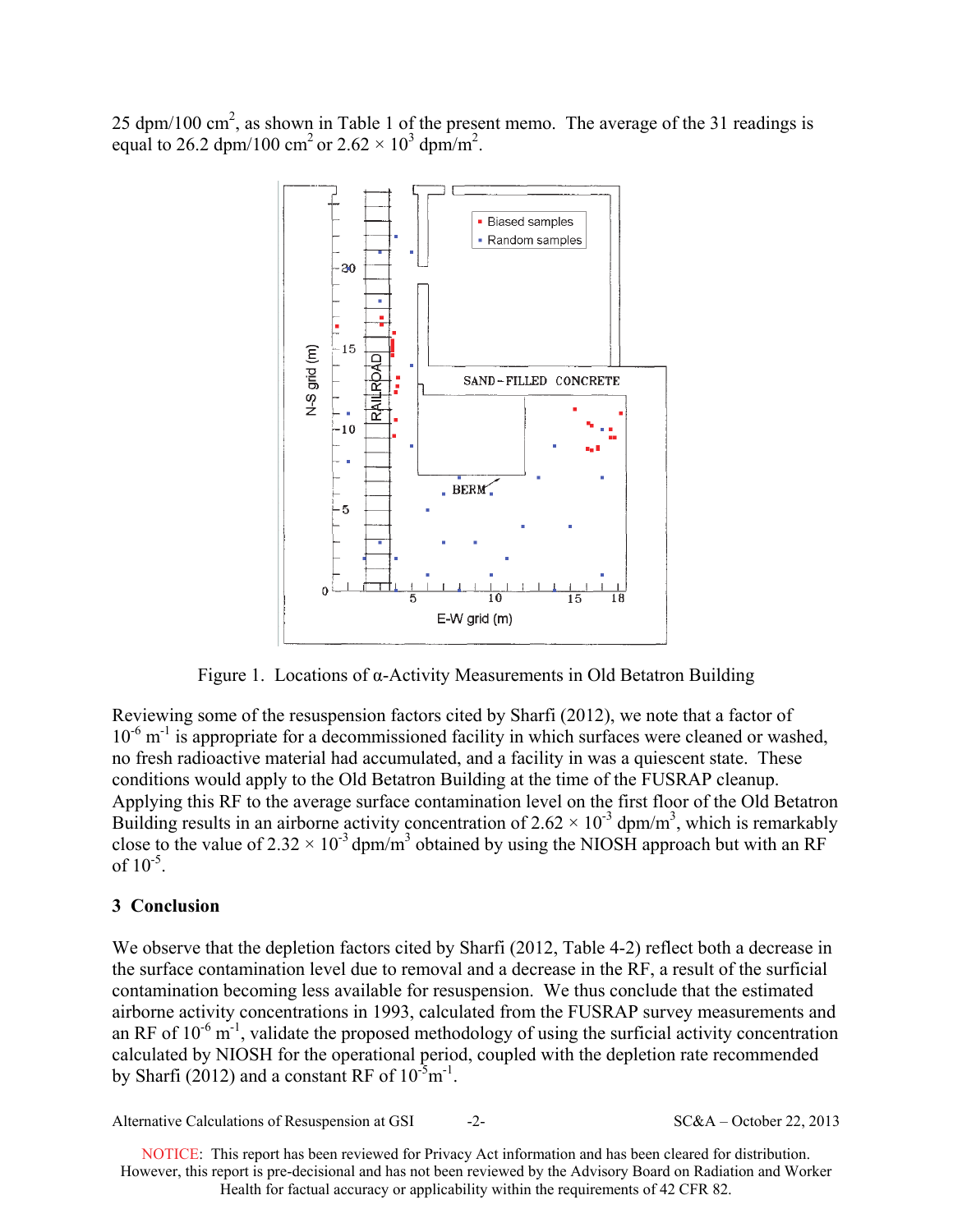25 dpm/100 cm$^2$, as shown in Table 1 of the present memo. The average of the 31 readings is equal to 26.2 dpm/100 cm$^2$ or $2.62 \times 10^3$ dpm/m$^2$.

Figure 1. Locations of α-Activity Measurements in Old Betatron Building

Reviewing some of the resuspension factors cited by Sharfi (2012), we note that a factor of $10^{-6}$ m$^{-1}$ is appropriate for a decommissioned facility in which surfaces were cleaned or washed, no fresh radioactive material had accumulated, and a facility in was a quiescent state. These conditions would apply to the Old Betatron Building at the time of the FUSRAP cleanup. Applying this RF to the average surface contamination level on the first floor of the Old Betatron Building results in an airborne activity concentration of $2.62 \times 10^{-3}$ dpm/m$^3$, which is remarkably close to the value of $2.32 \times 10^{-3}$ dpm/m$^3$ obtained by using the NIOSH approach but with an RF of $10^{-5}$.

## 3 Conclusion

We observe that the depletion factors cited by Sharfi (2012, Table 4-2) reflect both a decrease in the surface contamination level due to removal and a decrease in the RF, a result of the surficial contamination becoming less available for resuspension. We thus conclude that the estimated airborne activity concentrations in 1993, calculated from the FUSRAP survey measurements and an RF of $10^{-6}$ m$^{-1}$, validate the proposed methodology of using the surficial activity concentration calculated by NIOSH for the operational period, coupled with the depletion rate recommended by Sharfi (2012) and a constant RF of $10^{-5}$m$^{-1}$.

NOTICE: This report has been reviewed for Privacy Act information and has been cleared for distribution. However, this report is pre-decisional and has not been reviewed by the Advisory Board on Radiation and Worker Health for factual accuracy or applicability within the requirements of 42 CFR 82.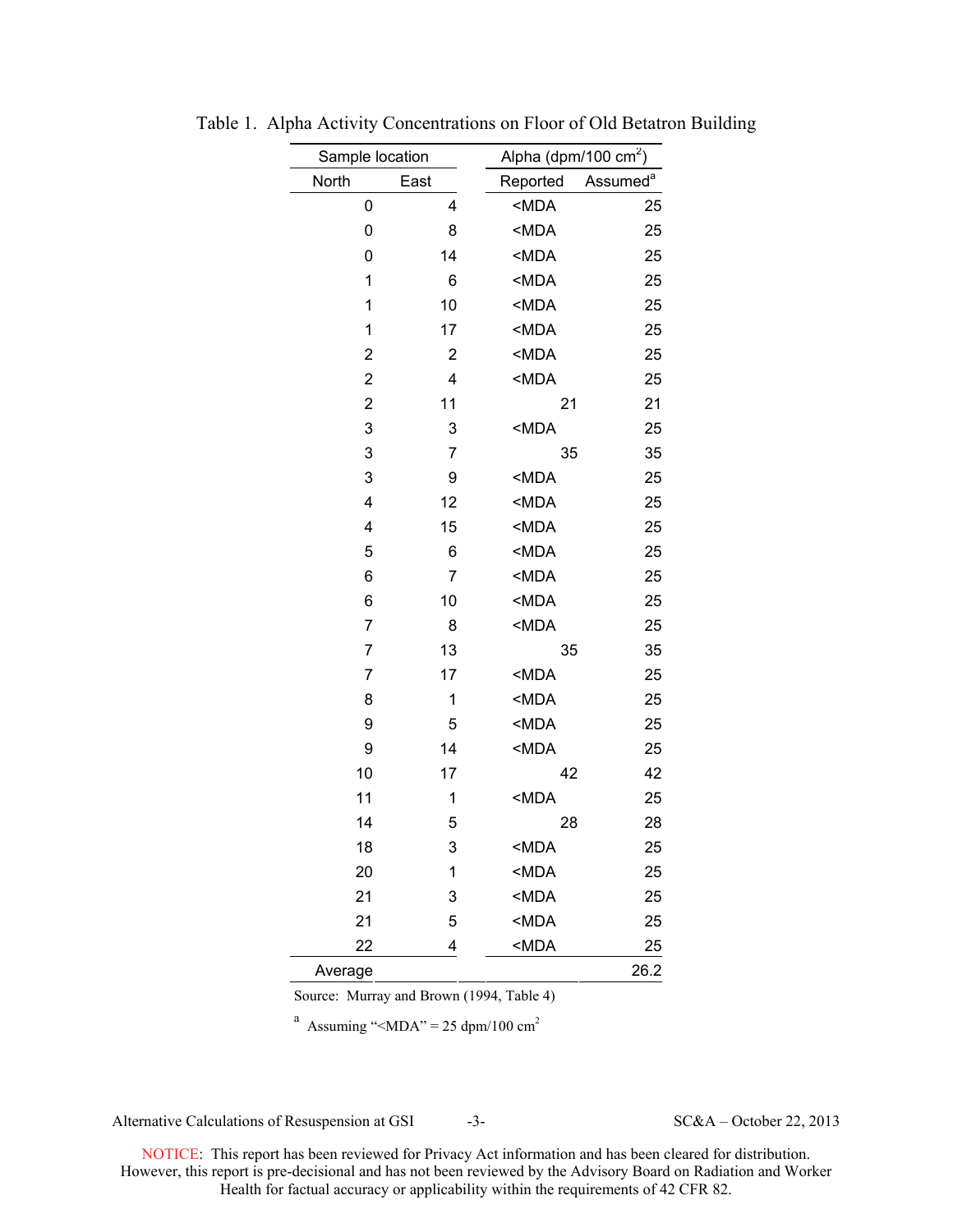Table 1. Alpha Activity Concentrations on Floor of Old Betatron Building

| Sample location | | Alpha ($dpm/100\ cm^2$) | |
|---|---|---|---|
| North | East | Reported | Assumed[a] |
| 0 | 4 | <MDA | 25 |
| 0 | 8 | <MDA | 25 |
| 0 | 14 | <MDA | 25 |
| 1 | 6 | <MDA | 25 |
| 1 | 10 | <MDA | 25 |
| 1 | 17 | <MDA | 25 |
| 2 | 2 | <MDA | 25 |
| 2 | 4 | <MDA | 25 |
| 2 | 11 | 21 | 21 |
| 3 | 3 | <MDA | 25 |
| 3 | 7 | 35 | 35 |
| 3 | 9 | <MDA | 25 |
| 4 | 12 | <MDA | 25 |
| 4 | 15 | <MDA | 25 |
| 5 | 6 | <MDA | 25 |
| 6 | 7 | <MDA | 25 |
| 6 | 10 | <MDA | 25 |
| 7 | 8 | <MDA | 25 |
| 7 | 13 | 35 | 35 |
| 7 | 17 | <MDA | 25 |
| 8 | 1 | <MDA | 25 |
| 9 | 5 | <MDA | 25 |
| 9 | 14 | <MDA | 25 |
| 10 | 17 | 42 | 42 |
| 11 | 1 | <MDA | 25 |
| 14 | 5 | 28 | 28 |
| 18 | 3 | <MDA | 25 |
| 20 | 1 | <MDA | 25 |
| 21 | 3 | <MDA | 25 |
| 21 | 5 | <MDA | 25 |
| 22 | 4 | <MDA | 25 |
| Average | | | 26.2 |

Source: Murray and Brown (1994, Table 4)

[a] Assuming "<MDA" = 25 $dpm/100\ cm^2$

NOTICE: This report has been reviewed for Privacy Act information and has been cleared for distribution. However, this report is pre-decisional and has not been reviewed by the Advisory Board on Radiation and Worker Health for factual accuracy or applicability within the requirements of 42 CFR 82.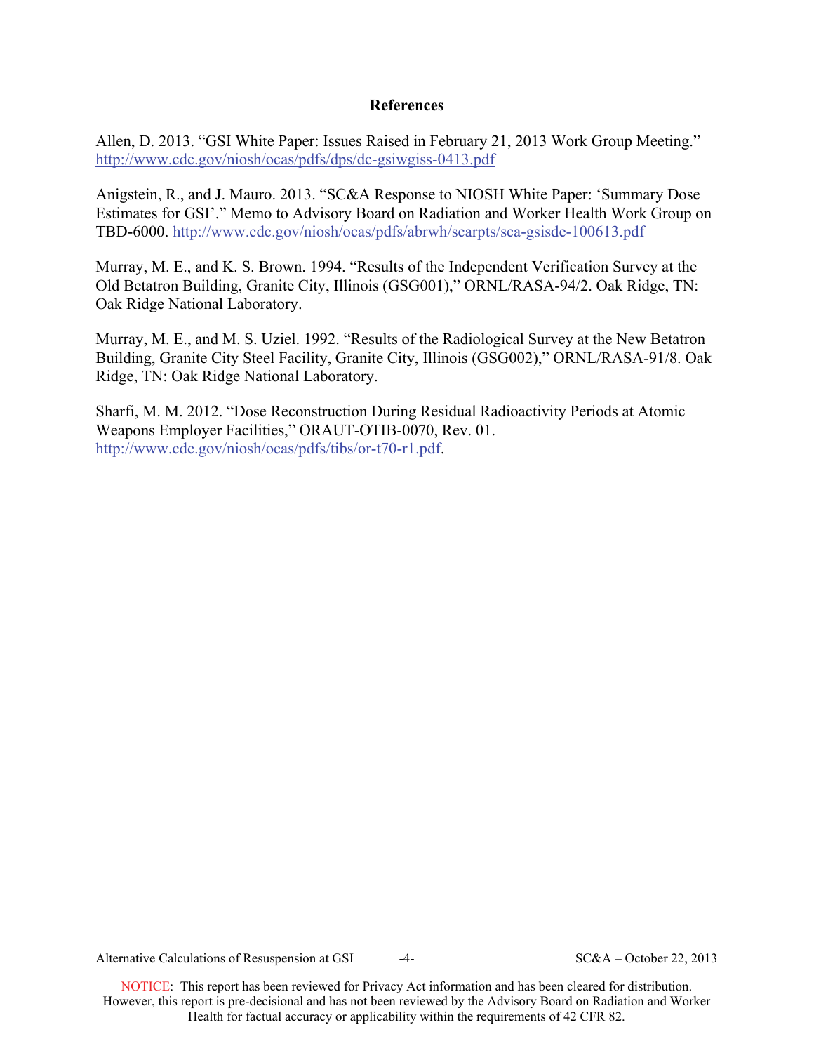# References

Allen, D. 2013. "GSI White Paper: Issues Raised in February 21, 2013 Work Group Meeting." http://www.cdc.gov/niosh/ocas/pdfs/dps/dc-gsiwgiss-0413.pdf

Anigstein, R., and J. Mauro. 2013. "SC&A Response to NIOSH White Paper: 'Summary Dose Estimates for GSI'." Memo to Advisory Board on Radiation and Worker Health Work Group on TBD-6000. http://www.cdc.gov/niosh/ocas/pdfs/abrwh/scarpts/sca-gsisde-100613.pdf

Murray, M. E., and K. S. Brown. 1994. "Results of the Independent Verification Survey at the Old Betatron Building, Granite City, Illinois (GSG001)," ORNL/RASA-94/2. Oak Ridge, TN: Oak Ridge National Laboratory.

Murray, M. E., and M. S. Uziel. 1992. "Results of the Radiological Survey at the New Betatron Building, Granite City Steel Facility, Granite City, Illinois (GSG002)," ORNL/RASA-91/8. Oak Ridge, TN: Oak Ridge National Laboratory.

Sharfi, M. M. 2012. "Dose Reconstruction During Residual Radioactivity Periods at Atomic Weapons Employer Facilities," ORAUT-OTIB-0070, Rev. 01. http://www.cdc.gov/niosh/ocas/pdfs/tibs/or-t70-r1.pdf.

NOTICE: This report has been reviewed for Privacy Act information and has been cleared for distribution. However, this report is pre-decisional and has not been reviewed by the Advisory Board on Radiation and Worker Health for factual accuracy or applicability within the requirements of 42 CFR 82.